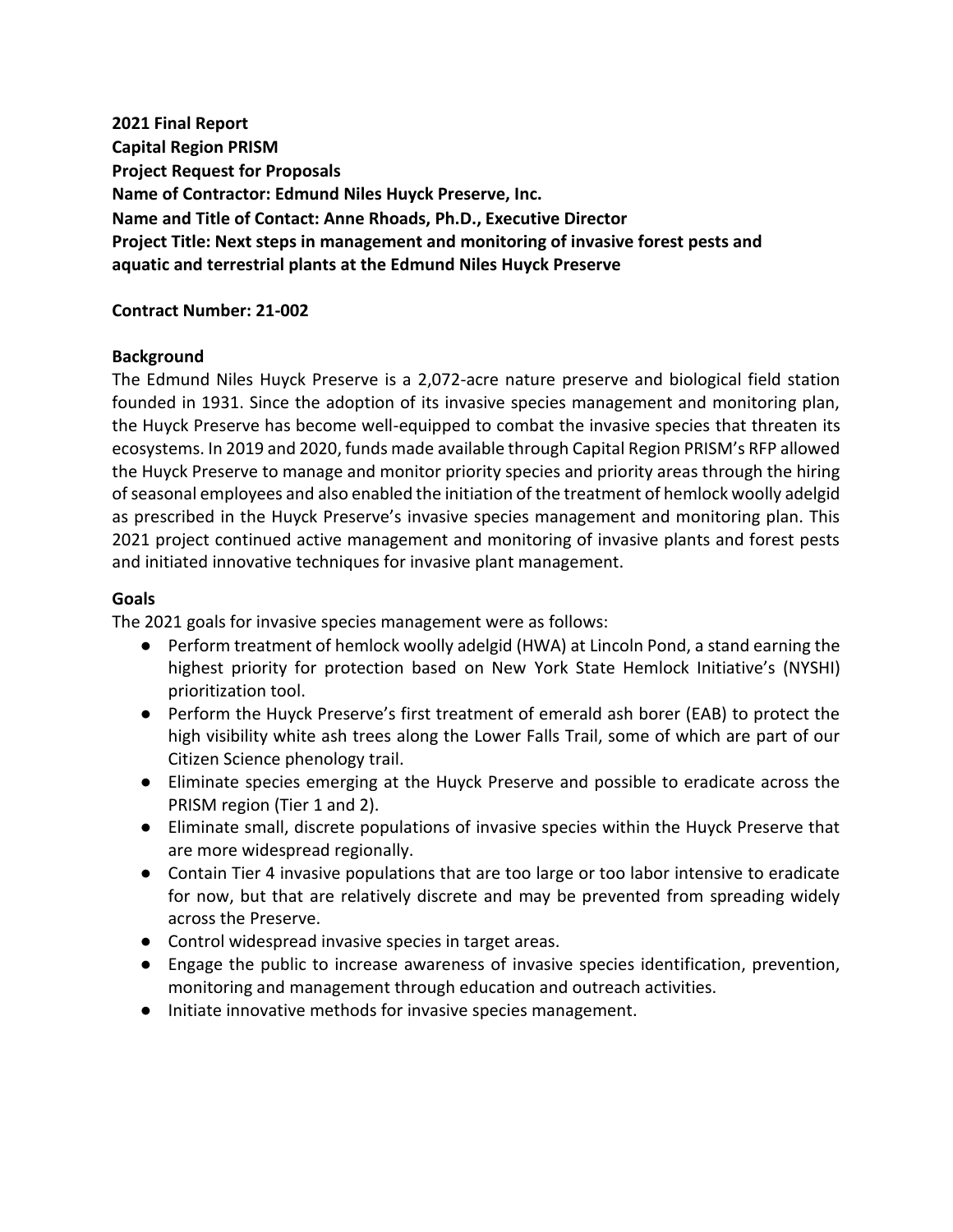**2021 Final Report**
**Capital Region PRISM**
**Project Request for Proposals**
**Name of Contractor: Edmund Niles Huyck Preserve, Inc.**
**Name and Title of Contact: Anne Rhoads, Ph.D., Executive Director**
**Project Title: Next steps in management and monitoring of invasive forest pests and aquatic and terrestrial plants at the Edmund Niles Huyck Preserve**

**Contract Number: 21-002**

## Background

The Edmund Niles Huyck Preserve is a 2,072-acre nature preserve and biological field station founded in 1931. Since the adoption of its invasive species management and monitoring plan, the Huyck Preserve has become well-equipped to combat the invasive species that threaten its ecosystems. In 2019 and 2020, funds made available through Capital Region PRISM's RFP allowed the Huyck Preserve to manage and monitor priority species and priority areas through the hiring of seasonal employees and also enabled the initiation of the treatment of hemlock woolly adelgid as prescribed in the Huyck Preserve's invasive species management and monitoring plan. This 2021 project continued active management and monitoring of invasive plants and forest pests and initiated innovative techniques for invasive plant management.

## Goals

The 2021 goals for invasive species management were as follows:

- Perform treatment of hemlock woolly adelgid (HWA) at Lincoln Pond, a stand earning the highest priority for protection based on New York State Hemlock Initiative's (NYSHI) prioritization tool.
- Perform the Huyck Preserve's first treatment of emerald ash borer (EAB) to protect the high visibility white ash trees along the Lower Falls Trail, some of which are part of our Citizen Science phenology trail.
- Eliminate species emerging at the Huyck Preserve and possible to eradicate across the PRISM region (Tier 1 and 2).
- Eliminate small, discrete populations of invasive species within the Huyck Preserve that are more widespread regionally.
- Contain Tier 4 invasive populations that are too large or too labor intensive to eradicate for now, but that are relatively discrete and may be prevented from spreading widely across the Preserve.
- Control widespread invasive species in target areas.
- Engage the public to increase awareness of invasive species identification, prevention, monitoring and management through education and outreach activities.
- Initiate innovative methods for invasive species management.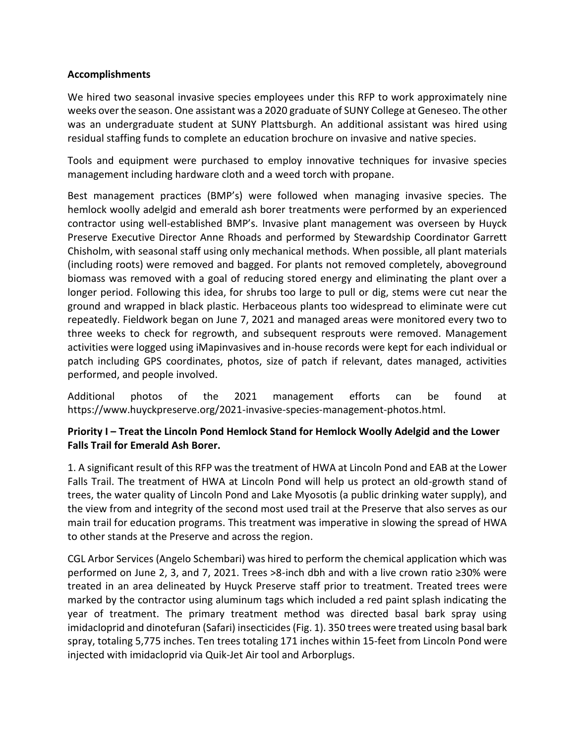**Accomplishments**

We hired two seasonal invasive species employees under this RFP to work approximately nine weeks over the season. One assistant was a 2020 graduate of SUNY College at Geneseo. The other was an undergraduate student at SUNY Plattsburgh. An additional assistant was hired using residual staffing funds to complete an education brochure on invasive and native species.

Tools and equipment were purchased to employ innovative techniques for invasive species management including hardware cloth and a weed torch with propane.

Best management practices (BMP's) were followed when managing invasive species. The hemlock woolly adelgid and emerald ash borer treatments were performed by an experienced contractor using well-established BMP's. Invasive plant management was overseen by Huyck Preserve Executive Director Anne Rhoads and performed by Stewardship Coordinator Garrett Chisholm, with seasonal staff using only mechanical methods. When possible, all plant materials (including roots) were removed and bagged. For plants not removed completely, aboveground biomass was removed with a goal of reducing stored energy and eliminating the plant over a longer period. Following this idea, for shrubs too large to pull or dig, stems were cut near the ground and wrapped in black plastic. Herbaceous plants too widespread to eliminate were cut repeatedly. Fieldwork began on June 7, 2021 and managed areas were monitored every two to three weeks to check for regrowth, and subsequent resprouts were removed. Management activities were logged using iMapinvasives and in-house records were kept for each individual or patch including GPS coordinates, photos, size of patch if relevant, dates managed, activities performed, and people involved.

Additional photos of the 2021 management efforts can be found at https://www.huyckpreserve.org/2021-invasive-species-management-photos.html.

**Priority I – Treat the Lincoln Pond Hemlock Stand for Hemlock Woolly Adelgid and the Lower Falls Trail for Emerald Ash Borer.**

1. A significant result of this RFP was the treatment of HWA at Lincoln Pond and EAB at the Lower Falls Trail. The treatment of HWA at Lincoln Pond will help us protect an old-growth stand of trees, the water quality of Lincoln Pond and Lake Myosotis (a public drinking water supply), and the view from and integrity of the second most used trail at the Preserve that also serves as our main trail for education programs. This treatment was imperative in slowing the spread of HWA to other stands at the Preserve and across the region.

CGL Arbor Services (Angelo Schembari) was hired to perform the chemical application which was performed on June 2, 3, and 7, 2021. Trees >8-inch dbh and with a live crown ratio ≥30% were treated in an area delineated by Huyck Preserve staff prior to treatment. Treated trees were marked by the contractor using aluminum tags which included a red paint splash indicating the year of treatment. The primary treatment method was directed basal bark spray using imidacloprid and dinotefuran (Safari) insecticides (Fig. 1). 350 trees were treated using basal bark spray, totaling 5,775 inches. Ten trees totaling 171 inches within 15-feet from Lincoln Pond were injected with imidacloprid via Quik-Jet Air tool and Arborplugs.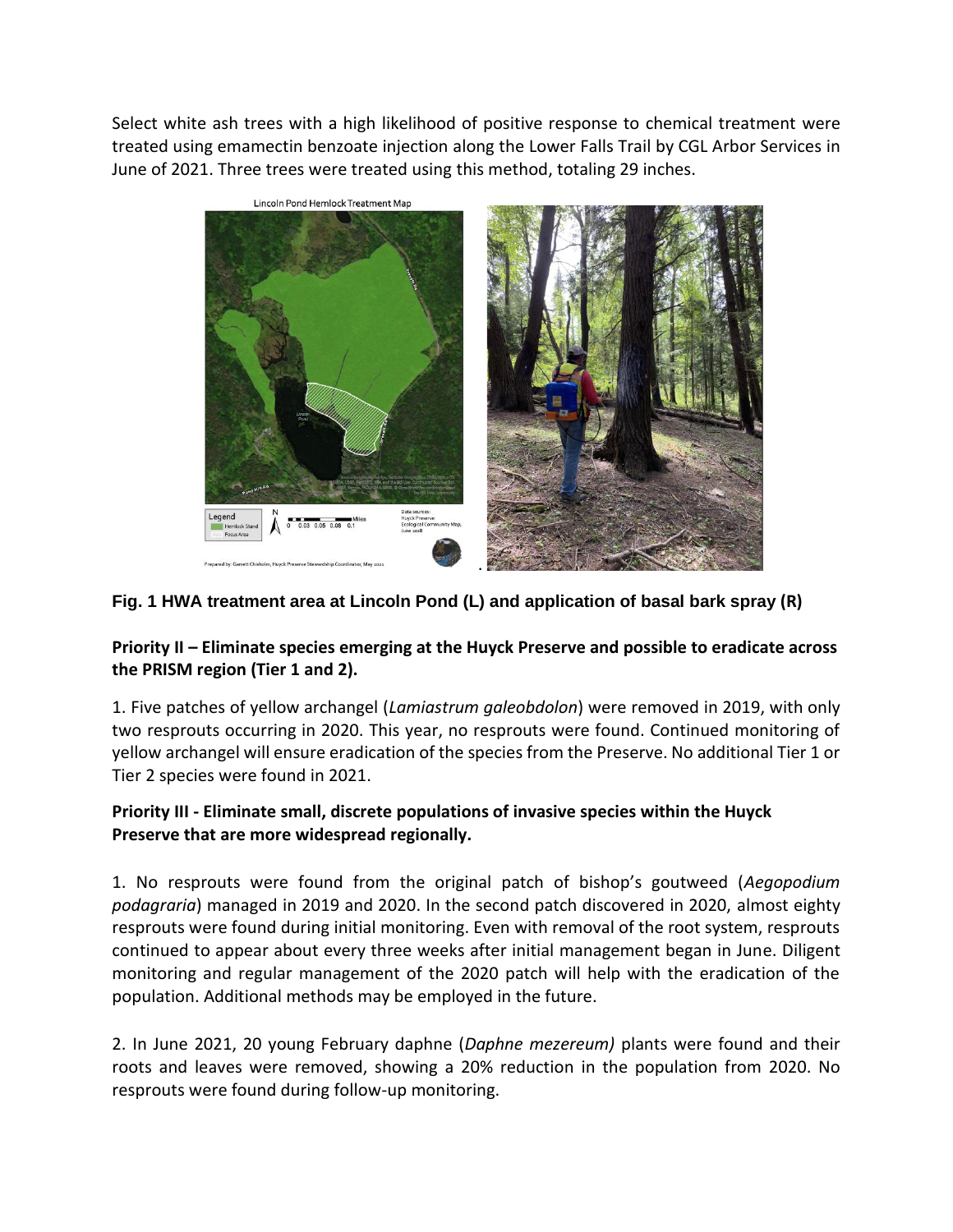Select white ash trees with a high likelihood of positive response to chemical treatment were treated using emamectin benzoate injection along the Lower Falls Trail by CGL Arbor Services in June of 2021. Three trees were treated using this method, totaling 29 inches.

**Fig. 1 HWA treatment area at Lincoln Pond (L) and application of basal bark spray (R)**

**Priority II – Eliminate species emerging at the Huyck Preserve and possible to eradicate across the PRISM region (Tier 1 and 2).**

1. Five patches of yellow archangel (*Lamiastrum galeobdolon*) were removed in 2019, with only two resprouts occurring in 2020. This year, no resprouts were found. Continued monitoring of yellow archangel will ensure eradication of the species from the Preserve. No additional Tier 1 or Tier 2 species were found in 2021.

**Priority III - Eliminate small, discrete populations of invasive species within the Huyck Preserve that are more widespread regionally.**

1. No resprouts were found from the original patch of bishop's goutweed (*Aegopodium podagraria*) managed in 2019 and 2020. In the second patch discovered in 2020, almost eighty resprouts were found during initial monitoring. Even with removal of the root system, resprouts continued to appear about every three weeks after initial management began in June. Diligent monitoring and regular management of the 2020 patch will help with the eradication of the population. Additional methods may be employed in the future.

2. In June 2021, 20 young February daphne (*Daphne mezereum)* plants were found and their roots and leaves were removed, showing a 20% reduction in the population from 2020. No resprouts were found during follow-up monitoring.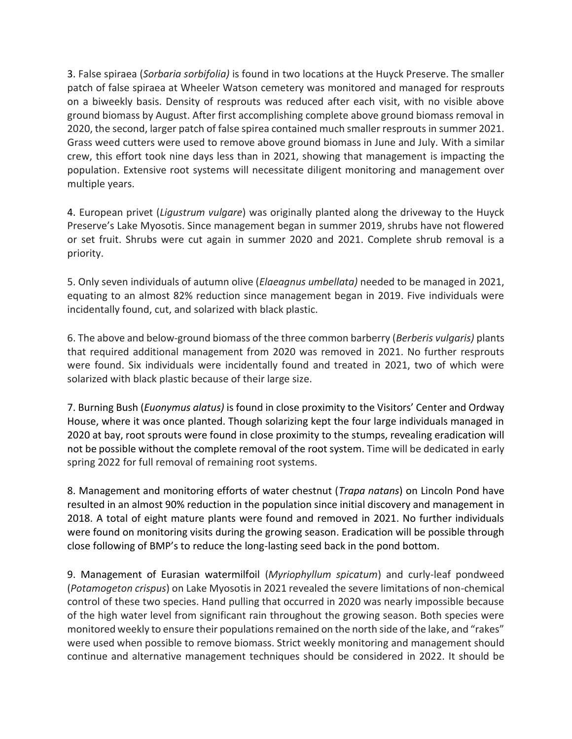3. False spiraea (*Sorbaria sorbifolia)* is found in two locations at the Huyck Preserve. The smaller patch of false spiraea at Wheeler Watson cemetery was monitored and managed for resprouts on a biweekly basis. Density of resprouts was reduced after each visit, with no visible above ground biomass by August. After first accomplishing complete above ground biomass removal in 2020, the second, larger patch of false spirea contained much smaller resprouts in summer 2021. Grass weed cutters were used to remove above ground biomass in June and July. With a similar crew, this effort took nine days less than in 2021, showing that management is impacting the population. Extensive root systems will necessitate diligent monitoring and management over multiple years.

4. European privet (*Ligustrum vulgare*) was originally planted along the driveway to the Huyck Preserve's Lake Myosotis. Since management began in summer 2019, shrubs have not flowered or set fruit. Shrubs were cut again in summer 2020 and 2021. Complete shrub removal is a priority.

5. Only seven individuals of autumn olive (*Elaeagnus umbellata)* needed to be managed in 2021, equating to an almost 82% reduction since management began in 2019. Five individuals were incidentally found, cut, and solarized with black plastic.

6. The above and below-ground biomass of the three common barberry (*Berberis vulgaris)* plants that required additional management from 2020 was removed in 2021. No further resprouts were found. Six individuals were incidentally found and treated in 2021, two of which were solarized with black plastic because of their large size.

7. Burning Bush (*Euonymus alatus)* is found in close proximity to the Visitors' Center and Ordway House, where it was once planted. Though solarizing kept the four large individuals managed in 2020 at bay, root sprouts were found in close proximity to the stumps, revealing eradication will not be possible without the complete removal of the root system. Time will be dedicated in early spring 2022 for full removal of remaining root systems.

8. Management and monitoring efforts of water chestnut (*Trapa natans*) on Lincoln Pond have resulted in an almost 90% reduction in the population since initial discovery and management in 2018. A total of eight mature plants were found and removed in 2021. No further individuals were found on monitoring visits during the growing season. Eradication will be possible through close following of BMP's to reduce the long-lasting seed back in the pond bottom.

9. Management of Eurasian watermilfoil (*Myriophyllum spicatum*) and curly-leaf pondweed (*Potamogeton crispus*) on Lake Myosotis in 2021 revealed the severe limitations of non-chemical control of these two species. Hand pulling that occurred in 2020 was nearly impossible because of the high water level from significant rain throughout the growing season. Both species were monitored weekly to ensure their populations remained on the north side of the lake, and "rakes" were used when possible to remove biomass. Strict weekly monitoring and management should continue and alternative management techniques should be considered in 2022. It should be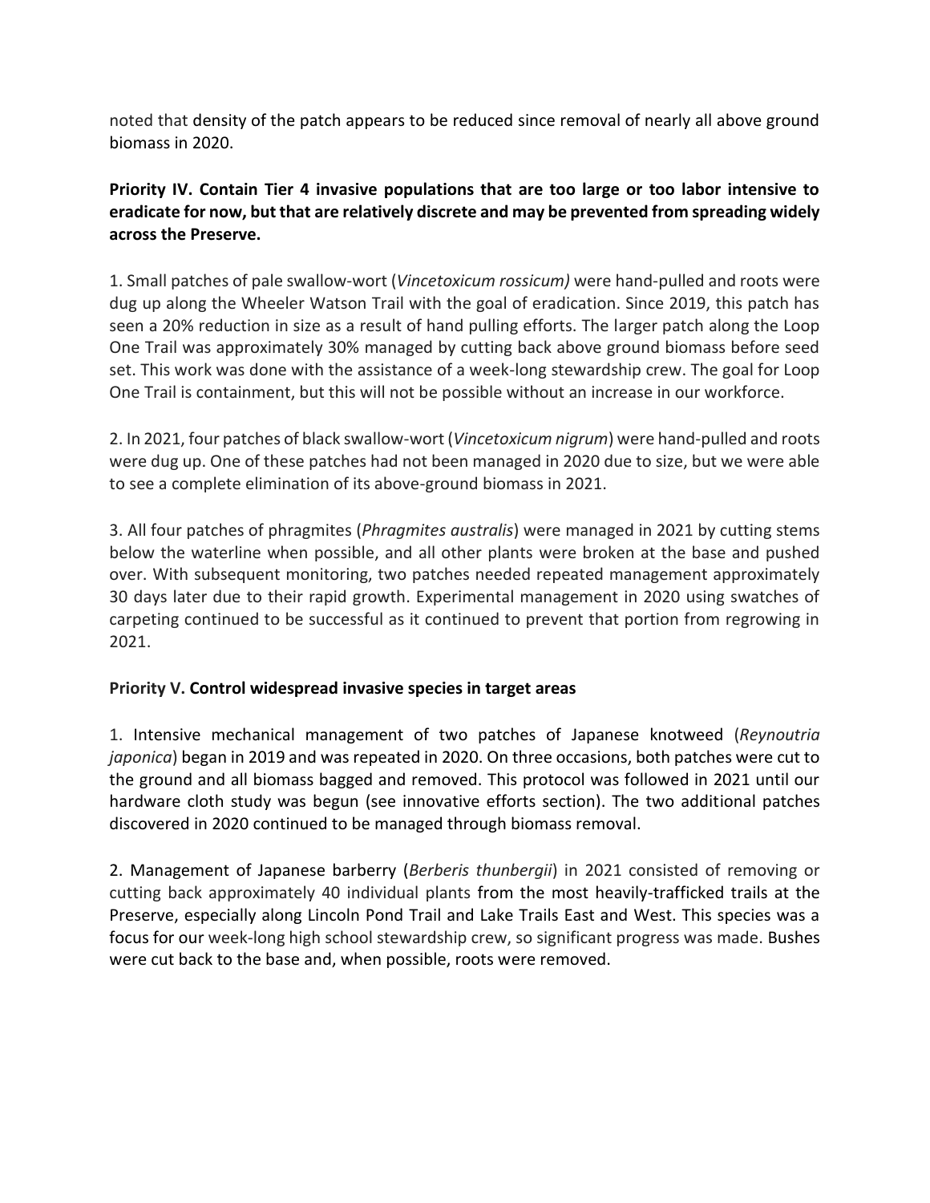noted that density of the patch appears to be reduced since removal of nearly all above ground biomass in 2020.

**Priority IV. Contain Tier 4 invasive populations that are too large or too labor intensive to eradicate for now, but that are relatively discrete and may be prevented from spreading widely across the Preserve.**

1. Small patches of pale swallow-wort (*Vincetoxicum rossicum)* were hand-pulled and roots were dug up along the Wheeler Watson Trail with the goal of eradication. Since 2019, this patch has seen a 20% reduction in size as a result of hand pulling efforts. The larger patch along the Loop One Trail was approximately 30% managed by cutting back above ground biomass before seed set. This work was done with the assistance of a week-long stewardship crew. The goal for Loop One Trail is containment, but this will not be possible without an increase in our workforce.

2. In 2021, four patches of black swallow-wort (*Vincetoxicum nigrum*) were hand-pulled and roots were dug up. One of these patches had not been managed in 2020 due to size, but we were able to see a complete elimination of its above-ground biomass in 2021.

3. All four patches of phragmites (*Phragmites australis*) were managed in 2021 by cutting stems below the waterline when possible, and all other plants were broken at the base and pushed over. With subsequent monitoring, two patches needed repeated management approximately 30 days later due to their rapid growth. Experimental management in 2020 using swatches of carpeting continued to be successful as it continued to prevent that portion from regrowing in 2021.

**Priority V. Control widespread invasive species in target areas**

1. Intensive mechanical management of two patches of Japanese knotweed (*Reynoutria japonica*) began in 2019 and was repeated in 2020. On three occasions, both patches were cut to the ground and all biomass bagged and removed. This protocol was followed in 2021 until our hardware cloth study was begun (see innovative efforts section). The two additional patches discovered in 2020 continued to be managed through biomass removal.

2. Management of Japanese barberry (*Berberis thunbergii*) in 2021 consisted of removing or cutting back approximately 40 individual plants from the most heavily-trafficked trails at the Preserve, especially along Lincoln Pond Trail and Lake Trails East and West. This species was a focus for our week-long high school stewardship crew, so significant progress was made. Bushes were cut back to the base and, when possible, roots were removed.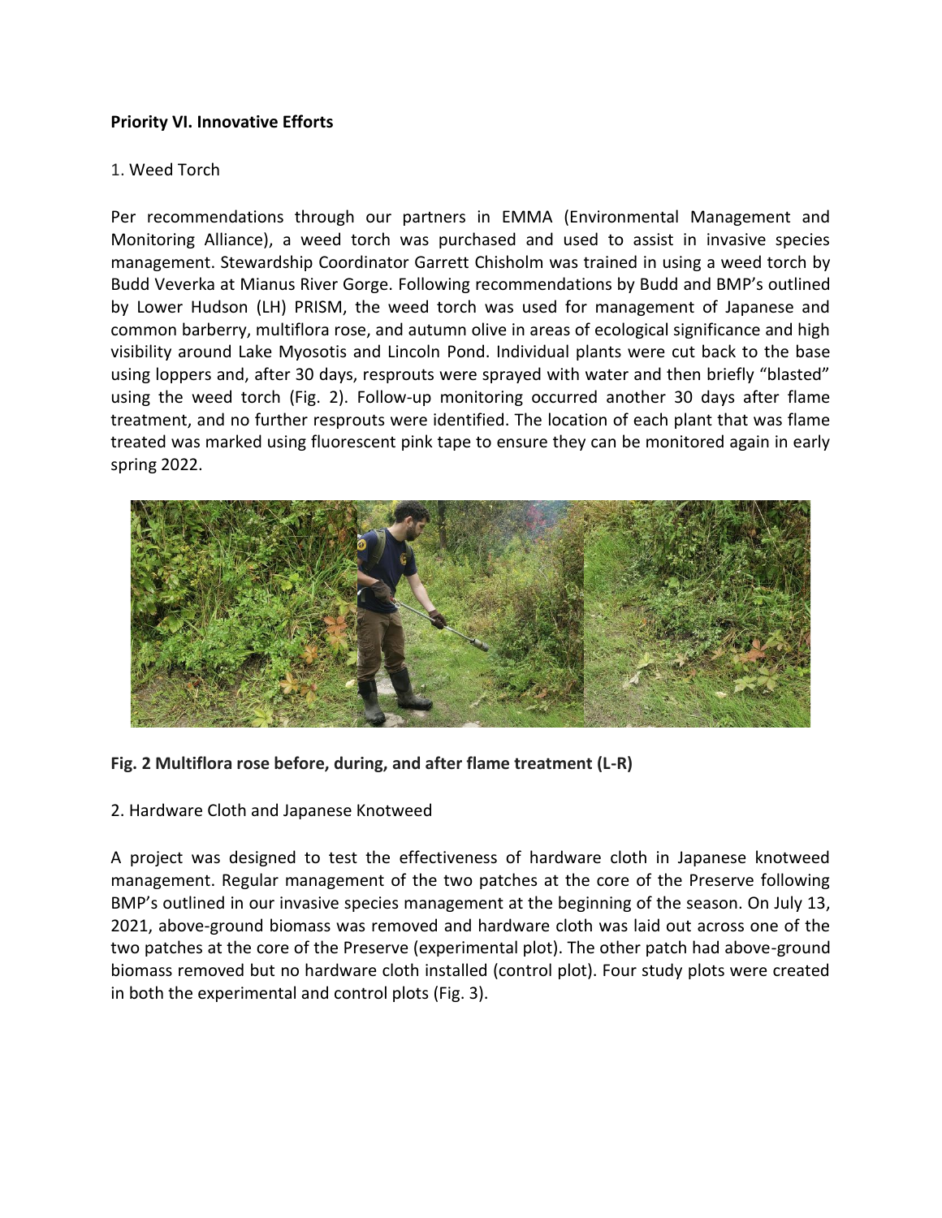**Priority VI. Innovative Efforts**

1. Weed Torch

Per recommendations through our partners in EMMA (Environmental Management and Monitoring Alliance), a weed torch was purchased and used to assist in invasive species management. Stewardship Coordinator Garrett Chisholm was trained in using a weed torch by Budd Veverka at Mianus River Gorge. Following recommendations by Budd and BMP's outlined by Lower Hudson (LH) PRISM, the weed torch was used for management of Japanese and common barberry, multiflora rose, and autumn olive in areas of ecological significance and high visibility around Lake Myosotis and Lincoln Pond. Individual plants were cut back to the base using loppers and, after 30 days, resprouts were sprayed with water and then briefly "blasted" using the weed torch (Fig. 2). Follow-up monitoring occurred another 30 days after flame treatment, and no further resprouts were identified. The location of each plant that was flame treated was marked using fluorescent pink tape to ensure they can be monitored again in early spring 2022.

**Fig. 2 Multiflora rose before, during, and after flame treatment (L-R)**

2. Hardware Cloth and Japanese Knotweed

A project was designed to test the effectiveness of hardware cloth in Japanese knotweed management. Regular management of the two patches at the core of the Preserve following BMP's outlined in our invasive species management at the beginning of the season. On July 13, 2021, above-ground biomass was removed and hardware cloth was laid out across one of the two patches at the core of the Preserve (experimental plot). The other patch had above-ground biomass removed but no hardware cloth installed (control plot). Four study plots were created in both the experimental and control plots (Fig. 3).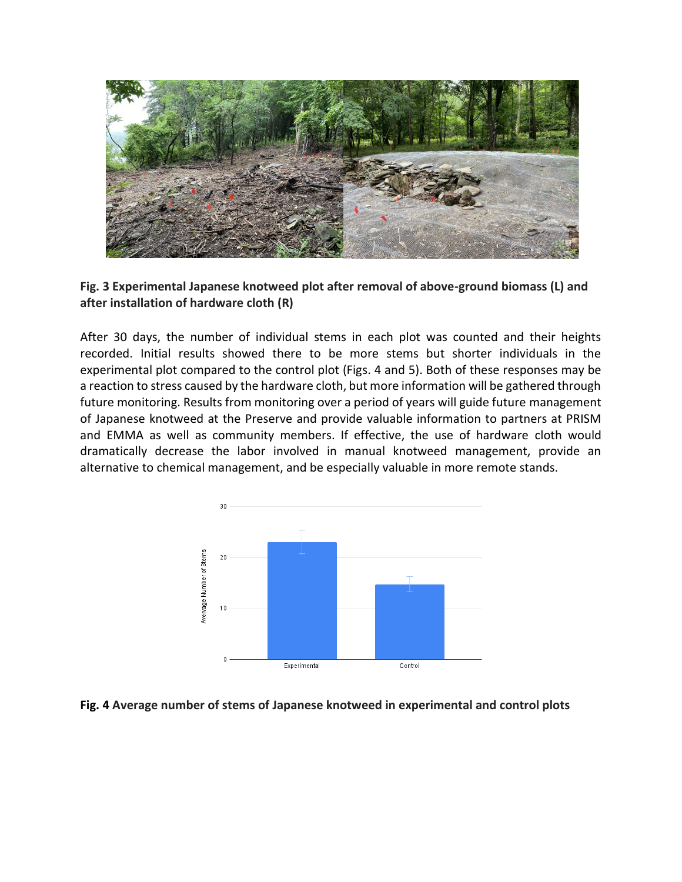**Fig. 3 Experimental Japanese knotweed plot after removal of above-ground biomass (L) and after installation of hardware cloth (R)**

After 30 days, the number of individual stems in each plot was counted and their heights recorded. Initial results showed there to be more stems but shorter individuals in the experimental plot compared to the control plot (Figs. 4 and 5). Both of these responses may be a reaction to stress caused by the hardware cloth, but more information will be gathered through future monitoring. Results from monitoring over a period of years will guide future management of Japanese knotweed at the Preserve and provide valuable information to partners at PRISM and EMMA as well as community members. If effective, the use of hardware cloth would dramatically decrease the labor involved in manual knotweed management, provide an alternative to chemical management, and be especially valuable in more remote stands.

**Fig. 4 Average number of stems of Japanese knotweed in experimental and control plots**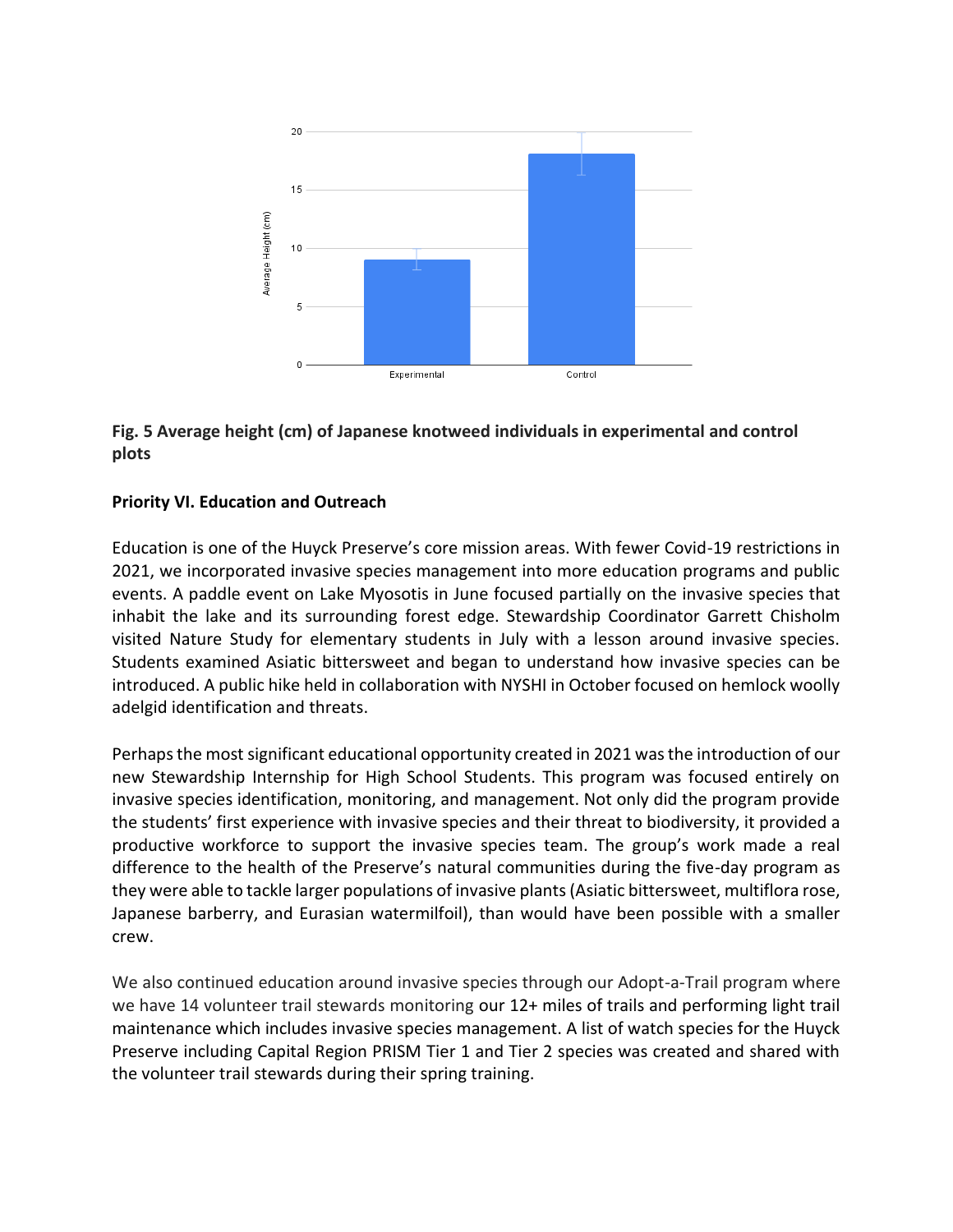**Fig. 5 Average height (cm) of Japanese knotweed individuals in experimental and control plots**

**Priority VI. Education and Outreach**

Education is one of the Huyck Preserve's core mission areas. With fewer Covid-19 restrictions in 2021, we incorporated invasive species management into more education programs and public events. A paddle event on Lake Myosotis in June focused partially on the invasive species that inhabit the lake and its surrounding forest edge. Stewardship Coordinator Garrett Chisholm visited Nature Study for elementary students in July with a lesson around invasive species. Students examined Asiatic bittersweet and began to understand how invasive species can be introduced. A public hike held in collaboration with NYSHI in October focused on hemlock woolly adelgid identification and threats.

Perhaps the most significant educational opportunity created in 2021 was the introduction of our new Stewardship Internship for High School Students. This program was focused entirely on invasive species identification, monitoring, and management. Not only did the program provide the students' first experience with invasive species and their threat to biodiversity, it provided a productive workforce to support the invasive species team. The group's work made a real difference to the health of the Preserve's natural communities during the five-day program as they were able to tackle larger populations of invasive plants (Asiatic bittersweet, multiflora rose, Japanese barberry, and Eurasian watermilfoil), than would have been possible with a smaller crew.

We also continued education around invasive species through our Adopt-a-Trail program where we have 14 volunteer trail stewards monitoring our 12+ miles of trails and performing light trail maintenance which includes invasive species management. A list of watch species for the Huyck Preserve including Capital Region PRISM Tier 1 and Tier 2 species was created and shared with the volunteer trail stewards during their spring training.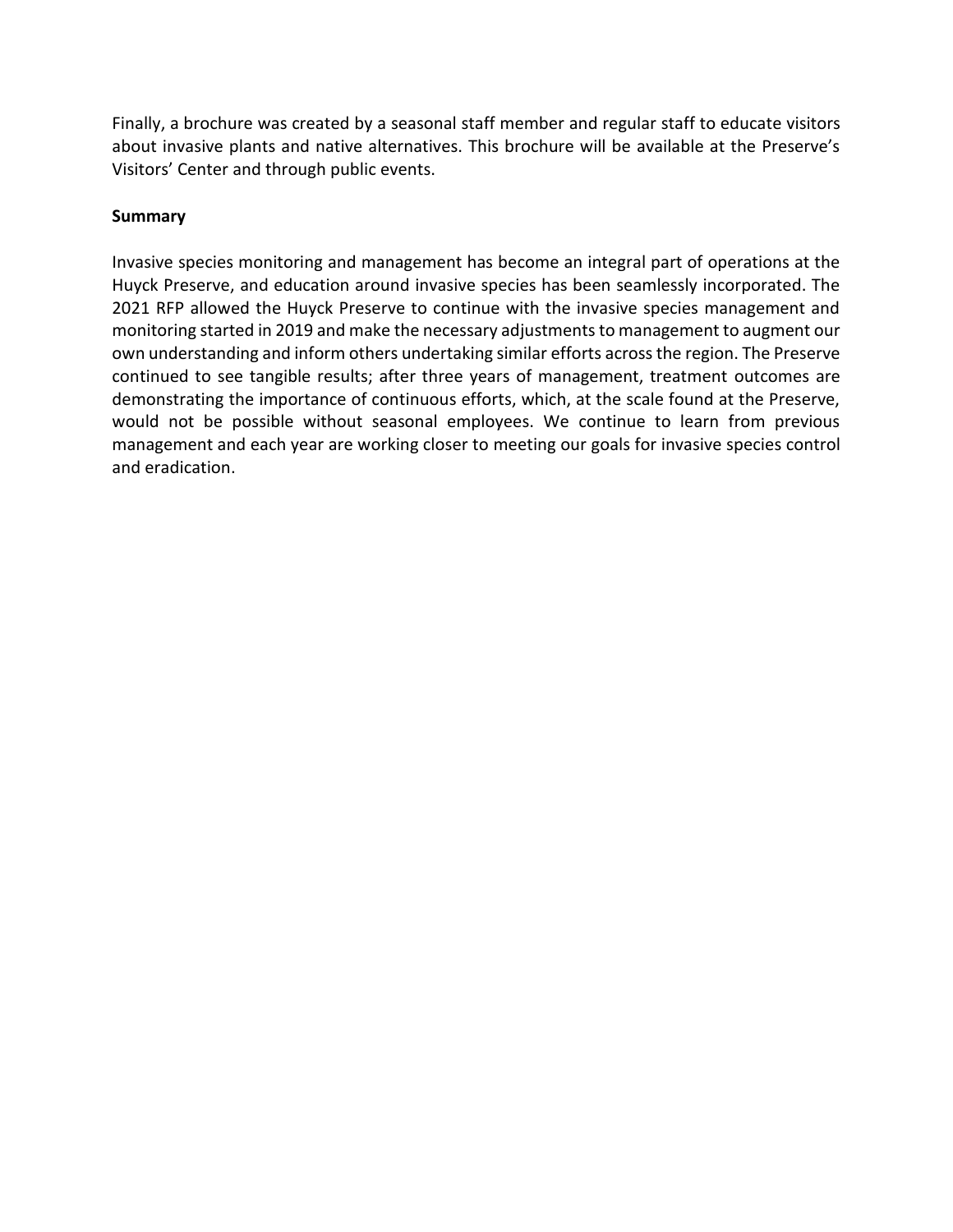Finally, a brochure was created by a seasonal staff member and regular staff to educate visitors about invasive plants and native alternatives. This brochure will be available at the Preserve's Visitors' Center and through public events.

**Summary**

Invasive species monitoring and management has become an integral part of operations at the Huyck Preserve, and education around invasive species has been seamlessly incorporated. The 2021 RFP allowed the Huyck Preserve to continue with the invasive species management and monitoring started in 2019 and make the necessary adjustments to management to augment our own understanding and inform others undertaking similar efforts across the region. The Preserve continued to see tangible results; after three years of management, treatment outcomes are demonstrating the importance of continuous efforts, which, at the scale found at the Preserve, would not be possible without seasonal employees. We continue to learn from previous management and each year are working closer to meeting our goals for invasive species control and eradication.